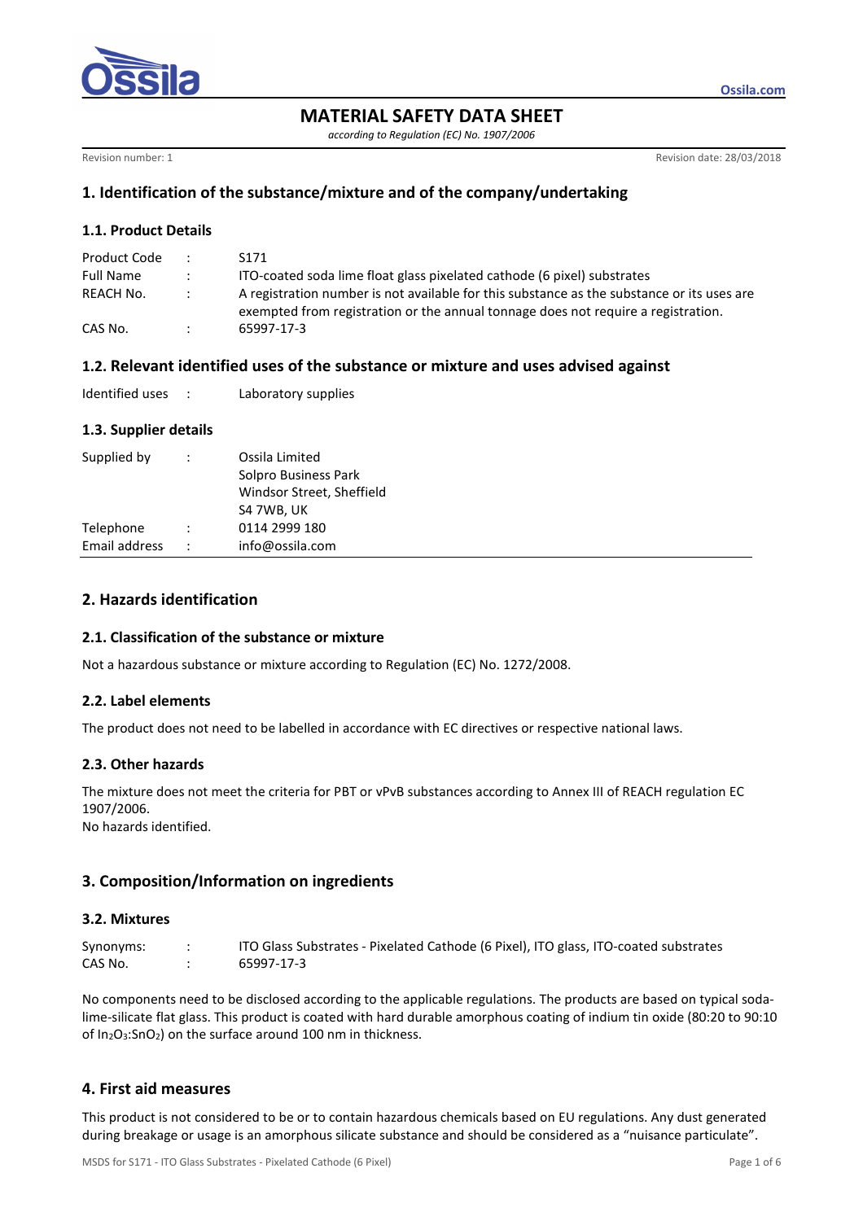# MATERIAL SAFETY DATA SHEET

*according to Regulation (EC) No. 1907/2006*

Revision number: 1

Revision date: 28/03/2018

## 1. Identification of the substance/mixture and of the company/undertaking

### 1.1. Product Details

| | | |
|---|---|---|
| Product Code | : | S171 |
| Full Name | : | ITO-coated soda lime float glass pixelated cathode (6 pixel) substrates |
| REACH No. | : | A registration number is not available for this substance as the substance or its uses are exempted from registration or the annual tonnage does not require a registration. |
| CAS No. | : | 65997-17-3 |

### 1.2. Relevant identified uses of the substance or mixture and uses advised against

| | | |
|---|---|---|
| Identified uses | : | Laboratory supplies |

### 1.3. Supplier details

| | | |
|---|---|---|
| Supplied by | : | Ossila Limited<br>Solpro Business Park<br>Windsor Street, Sheffield<br>S4 7WB, UK |
| Telephone | : | 0114 2999 180 |
| Email address | : | info@ossila.com |

## 2. Hazards identification

### 2.1. Classification of the substance or mixture

Not a hazardous substance or mixture according to Regulation (EC) No. 1272/2008.

### 2.2. Label elements

The product does not need to be labelled in accordance with EC directives or respective national laws.

### 2.3. Other hazards

The mixture does not meet the criteria for PBT or vPvB substances according to Annex III of REACH regulation EC 1907/2006.
No hazards identified.

## 3. Composition/Information on ingredients

### 3.2. Mixtures

| | | |
|---|---|---|
| Synonyms: | : | ITO Glass Substrates - Pixelated Cathode (6 Pixel), ITO glass, ITO-coated substrates |
| CAS No. | : | 65997-17-3 |

No components need to be disclosed according to the applicable regulations. The products are based on typical soda-lime-silicate flat glass. This product is coated with hard durable amorphous coating of indium tin oxide (80:20 to 90:10 of $In_2O_3$:$SnO_2$) on the surface around 100 nm in thickness.

## 4. First aid measures

This product is not considered to be or to contain hazardous chemicals based on EU regulations. Any dust generated during breakage or usage is an amorphous silicate substance and should be considered as a "nuisance particulate".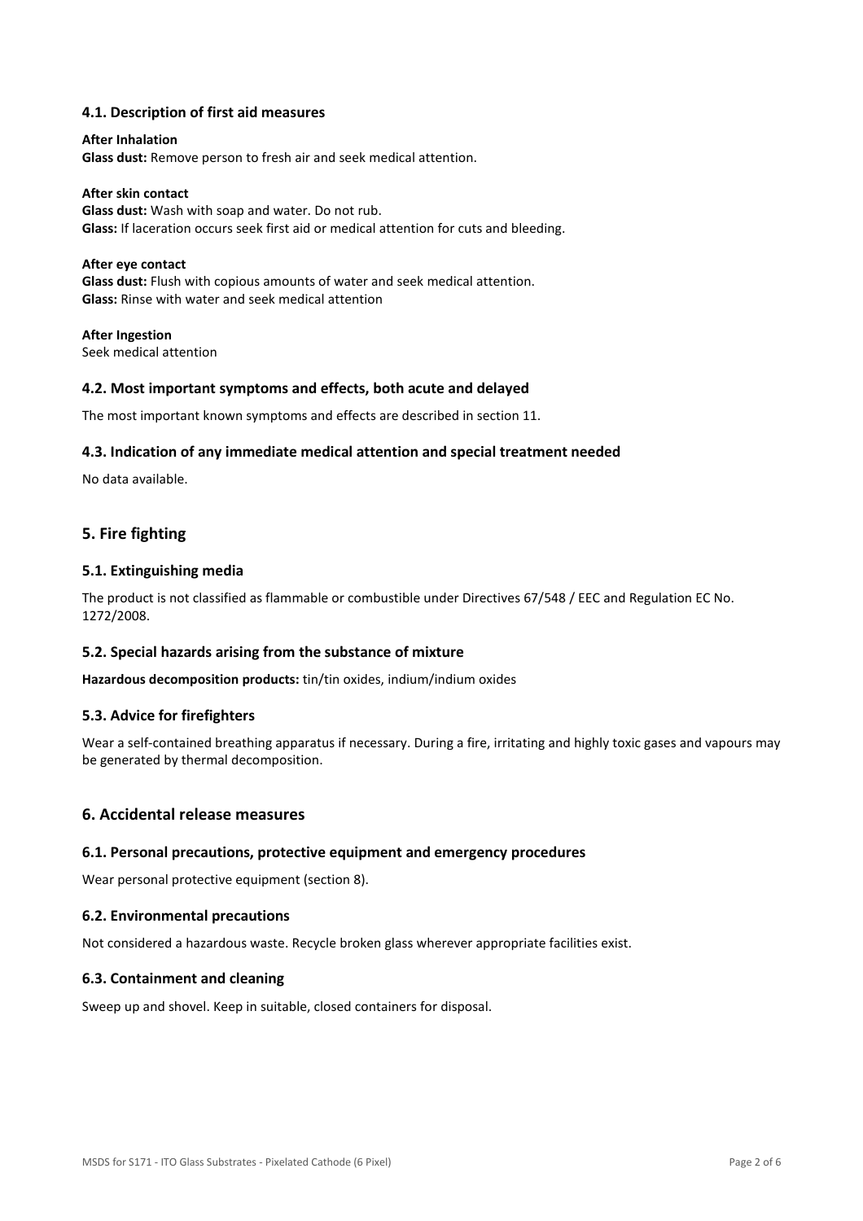### 4.1. Description of first aid measures

**After Inhalation**
**Glass dust:** Remove person to fresh air and seek medical attention.

**After skin contact**
**Glass dust:** Wash with soap and water. Do not rub.
**Glass:** If laceration occurs seek first aid or medical attention for cuts and bleeding.

**After eye contact**
**Glass dust:** Flush with copious amounts of water and seek medical attention.
**Glass:** Rinse with water and seek medical attention

**After Ingestion**
Seek medical attention

### 4.2. Most important symptoms and effects, both acute and delayed

The most important known symptoms and effects are described in section 11.

### 4.3. Indication of any immediate medical attention and special treatment needed

No data available.

## 5. Fire fighting

### 5.1. Extinguishing media

The product is not classified as flammable or combustible under Directives 67/548 / EEC and Regulation EC No. 1272/2008.

### 5.2. Special hazards arising from the substance of mixture

**Hazardous decomposition products:** tin/tin oxides, indium/indium oxides

### 5.3. Advice for firefighters

Wear a self-contained breathing apparatus if necessary. During a fire, irritating and highly toxic gases and vapours may be generated by thermal decomposition.

## 6. Accidental release measures

### 6.1. Personal precautions, protective equipment and emergency procedures

Wear personal protective equipment (section 8).

### 6.2. Environmental precautions

Not considered a hazardous waste. Recycle broken glass wherever appropriate facilities exist.

### 6.3. Containment and cleaning

Sweep up and shovel. Keep in suitable, closed containers for disposal.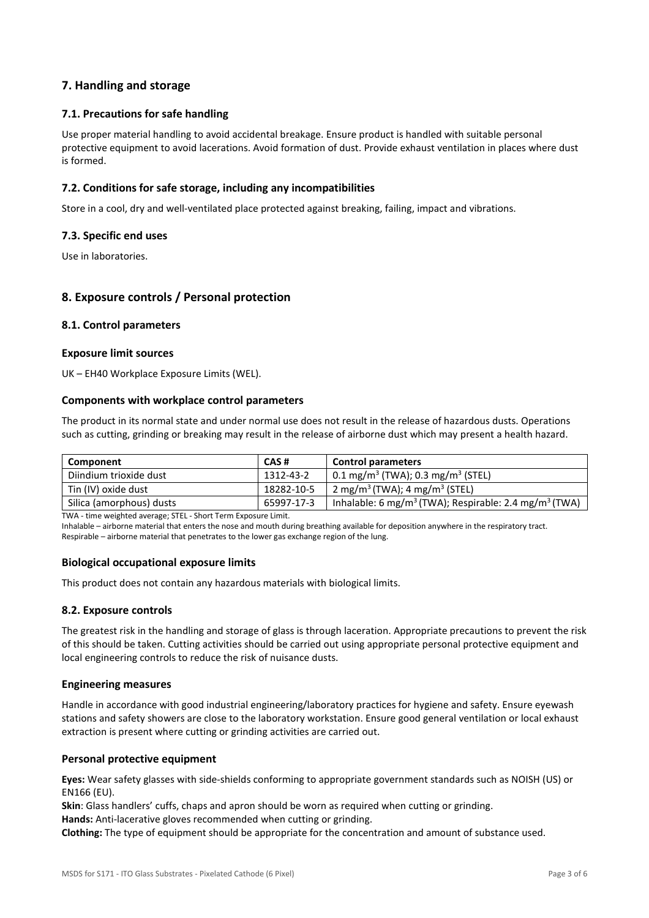## 7. Handling and storage

### 7.1. Precautions for safe handling

Use proper material handling to avoid accidental breakage. Ensure product is handled with suitable personal protective equipment to avoid lacerations. Avoid formation of dust. Provide exhaust ventilation in places where dust is formed.

### 7.2. Conditions for safe storage, including any incompatibilities

Store in a cool, dry and well-ventilated place protected against breaking, failing, impact and vibrations.

### 7.3. Specific end uses

Use in laboratories.

## 8. Exposure controls / Personal protection

### 8.1. Control parameters

#### Exposure limit sources

UK – EH40 Workplace Exposure Limits (WEL).

#### Components with workplace control parameters

The product in its normal state and under normal use does not result in the release of hazardous dusts. Operations such as cutting, grinding or breaking may result in the release of airborne dust which may present a health hazard.

| Component | CAS # | Control parameters |
|---|---|---|
| Diindium trioxide dust | 1312-43-2 | 0.1 mg/m$^3$ (TWA); 0.3 mg/m$^3$ (STEL) |
| Tin (IV) oxide dust | 18282-10-5 | 2 mg/m$^3$ (TWA); 4 mg/m$^3$ (STEL) |
| Silica (amorphous) dusts | 65997-17-3 | Inhalable: 6 mg/m$^3$ (TWA); Respirable: 2.4 mg/m$^3$ (TWA) |

TWA - time weighted average; STEL - Short Term Exposure Limit.
Inhalable – airborne material that enters the nose and mouth during breathing available for deposition anywhere in the respiratory tract.
Respirable – airborne material that penetrates to the lower gas exchange region of the lung.

#### Biological occupational exposure limits

This product does not contain any hazardous materials with biological limits.

### 8.2. Exposure controls

The greatest risk in the handling and storage of glass is through laceration. Appropriate precautions to prevent the risk of this should be taken. Cutting activities should be carried out using appropriate personal protective equipment and local engineering controls to reduce the risk of nuisance dusts.

#### Engineering measures

Handle in accordance with good industrial engineering/laboratory practices for hygiene and safety. Ensure eyewash stations and safety showers are close to the laboratory workstation. Ensure good general ventilation or local exhaust extraction is present where cutting or grinding activities are carried out.

#### Personal protective equipment

**Eyes:** Wear safety glasses with side-shields conforming to appropriate government standards such as NOISH (US) or EN166 (EU).
**Skin**: Glass handlers' cuffs, chaps and apron should be worn as required when cutting or grinding.
**Hands:** Anti-lacerative gloves recommended when cutting or grinding.
**Clothing:** The type of equipment should be appropriate for the concentration and amount of substance used.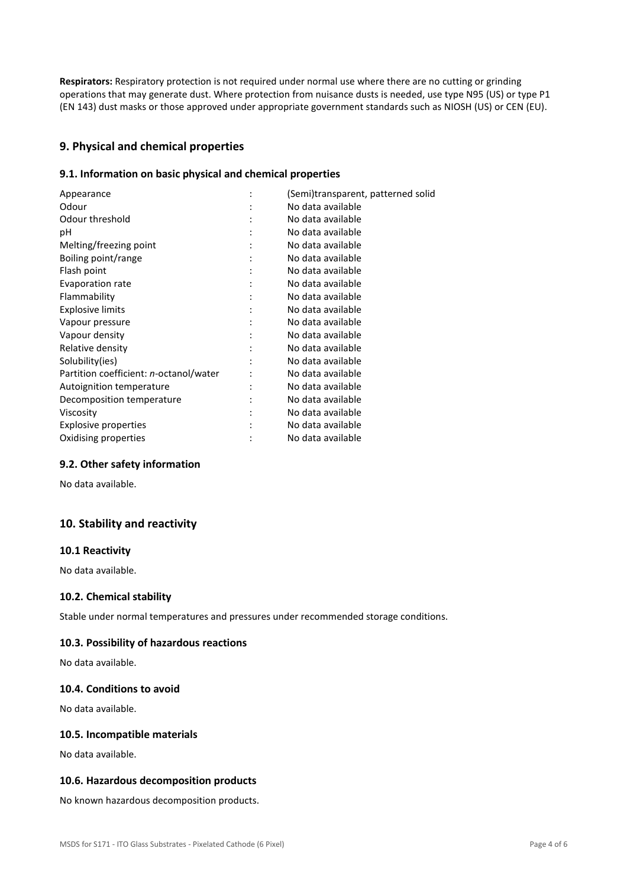**Respirators:** Respiratory protection is not required under normal use where there are no cutting or grinding operations that may generate dust. Where protection from nuisance dusts is needed, use type N95 (US) or type P1 (EN 143) dust masks or those approved under appropriate government standards such as NIOSH (US) or CEN (EU).

## 9. Physical and chemical properties

### 9.1. Information on basic physical and chemical properties

| Property | | Value |
|---|---|---|
| Appearance | : | (Semi)transparent, patterned solid |
| Odour | : | No data available |
| Odour threshold | : | No data available |
| pH | : | No data available |
| Melting/freezing point | : | No data available |
| Boiling point/range | : | No data available |
| Flash point | : | No data available |
| Evaporation rate | : | No data available |
| Flammability | : | No data available |
| Explosive limits | : | No data available |
| Vapour pressure | : | No data available |
| Vapour density | : | No data available |
| Relative density | : | No data available |
| Solubility(ies) | : | No data available |
| Partition coefficient: *n*-octanol/water | : | No data available |
| Autoignition temperature | : | No data available |
| Decomposition temperature | : | No data available |
| Viscosity | : | No data available |
| Explosive properties | : | No data available |
| Oxidising properties | : | No data available |

### 9.2. Other safety information

No data available.

## 10. Stability and reactivity

### 10.1 Reactivity

No data available.

### 10.2. Chemical stability

Stable under normal temperatures and pressures under recommended storage conditions.

### 10.3. Possibility of hazardous reactions

No data available.

### 10.4. Conditions to avoid

No data available.

### 10.5. Incompatible materials

No data available.

### 10.6. Hazardous decomposition products

No known hazardous decomposition products.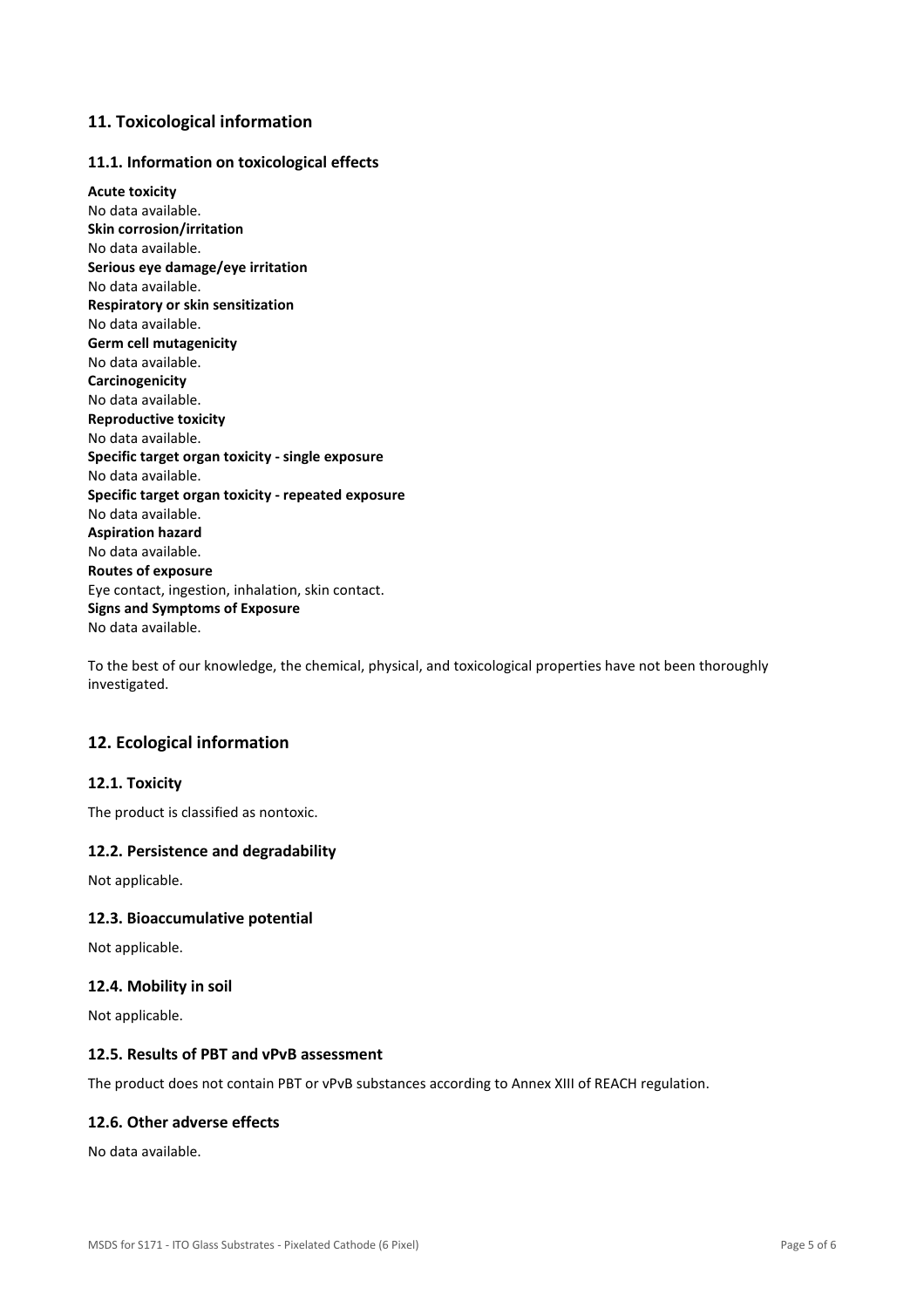## 11. Toxicological information

### 11.1. Information on toxicological effects

**Acute toxicity**
No data available.
**Skin corrosion/irritation**
No data available.
**Serious eye damage/eye irritation**
No data available.
**Respiratory or skin sensitization**
No data available.
**Germ cell mutagenicity**
No data available.
**Carcinogenicity**
No data available.
**Reproductive toxicity**
No data available.
**Specific target organ toxicity - single exposure**
No data available.
**Specific target organ toxicity - repeated exposure**
No data available.
**Aspiration hazard**
No data available.
**Routes of exposure**
Eye contact, ingestion, inhalation, skin contact.
**Signs and Symptoms of Exposure**
No data available.

To the best of our knowledge, the chemical, physical, and toxicological properties have not been thoroughly investigated.

## 12. Ecological information

### 12.1. Toxicity

The product is classified as nontoxic.

### 12.2. Persistence and degradability

Not applicable.

### 12.3. Bioaccumulative potential

Not applicable.

### 12.4. Mobility in soil

Not applicable.

### 12.5. Results of PBT and vPvB assessment

The product does not contain PBT or vPvB substances according to Annex XIII of REACH regulation.

### 12.6. Other adverse effects

No data available.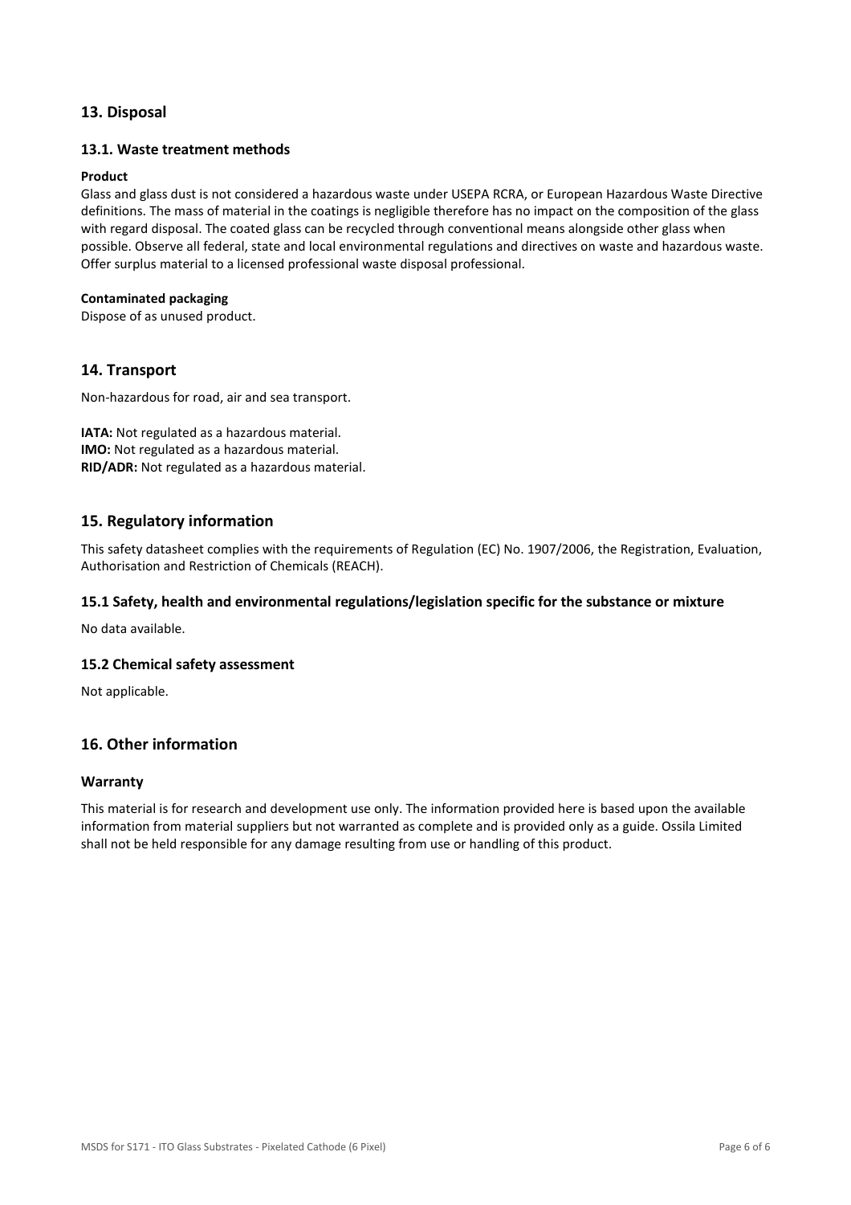## 13. Disposal

### 13.1. Waste treatment methods

**Product**

Glass and glass dust is not considered a hazardous waste under USEPA RCRA, or European Hazardous Waste Directive definitions. The mass of material in the coatings is negligible therefore has no impact on the composition of the glass with regard disposal. The coated glass can be recycled through conventional means alongside other glass when possible. Observe all federal, state and local environmental regulations and directives on waste and hazardous waste. Offer surplus material to a licensed professional waste disposal professional.

**Contaminated packaging**

Dispose of as unused product.

## 14. Transport

Non-hazardous for road, air and sea transport.

**IATA:** Not regulated as a hazardous material.
**IMO:** Not regulated as a hazardous material.
**RID/ADR:** Not regulated as a hazardous material.

## 15. Regulatory information

This safety datasheet complies with the requirements of Regulation (EC) No. 1907/2006, the Registration, Evaluation, Authorisation and Restriction of Chemicals (REACH).

### 15.1 Safety, health and environmental regulations/legislation specific for the substance or mixture

No data available.

### 15.2 Chemical safety assessment

Not applicable.

## 16. Other information

### Warranty

This material is for research and development use only. The information provided here is based upon the available information from material suppliers but not warranted as complete and is provided only as a guide. Ossila Limited shall not be held responsible for any damage resulting from use or handling of this product.